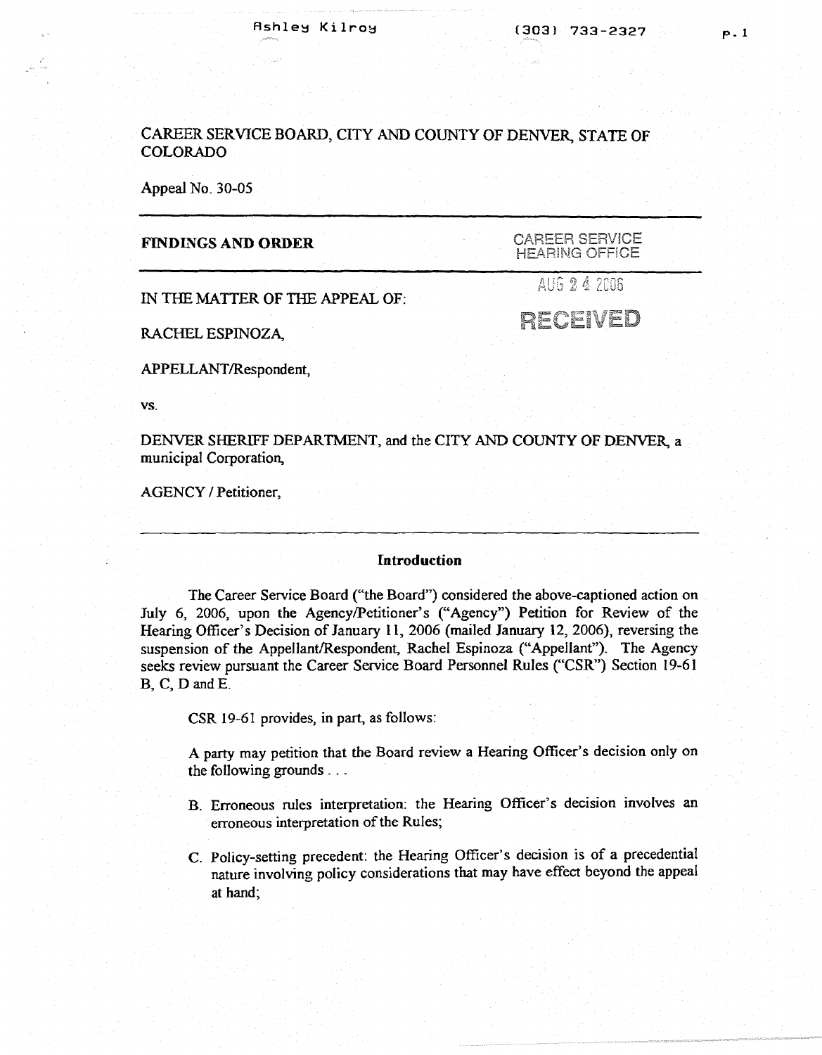CAREER SERVICE BOARD, CITY AND COUNTY OF DENVER, STATE OF COLORADO

Appeal No. 30-05

---

**FINDINGS AND ORDER**

CAREER SERVICE HEARING OFFICE

AUG 24 2006

RECEIVED

---

IN THE MATTER OF THE APPEAL OF:

RACHEL ESPINOZA,

APPELLANT/Respondent,

vs.

DENVER SHERIFF DEPARTMENT, and the CITY AND COUNTY OF DENVER, a municipal Corporation,

AGENCY / Petitioner,

---

## Introduction

The Career Service Board ("the Board") considered the above-captioned action on July 6, 2006, upon the Agency/Petitioner's ("Agency") Petition for Review of the Hearing Officer's Decision of January 11, 2006 (mailed January 12, 2006), reversing the suspension of the Appellant/Respondent, Rachel Espinoza ("Appellant"). The Agency seeks review pursuant the Career Service Board Personnel Rules ("CSR") Section 19-61 B, C, D and E.

CSR 19-61 provides, in part, as follows:

A party may petition that the Board review a Hearing Officer's decision only on the following grounds . . .

B. Erroneous rules interpretation: the Hearing Officer's decision involves an erroneous interpretation of the Rules;

C. Policy-setting precedent: the Hearing Officer's decision is of a precedential nature involving policy considerations that may have effect beyond the appeal at hand;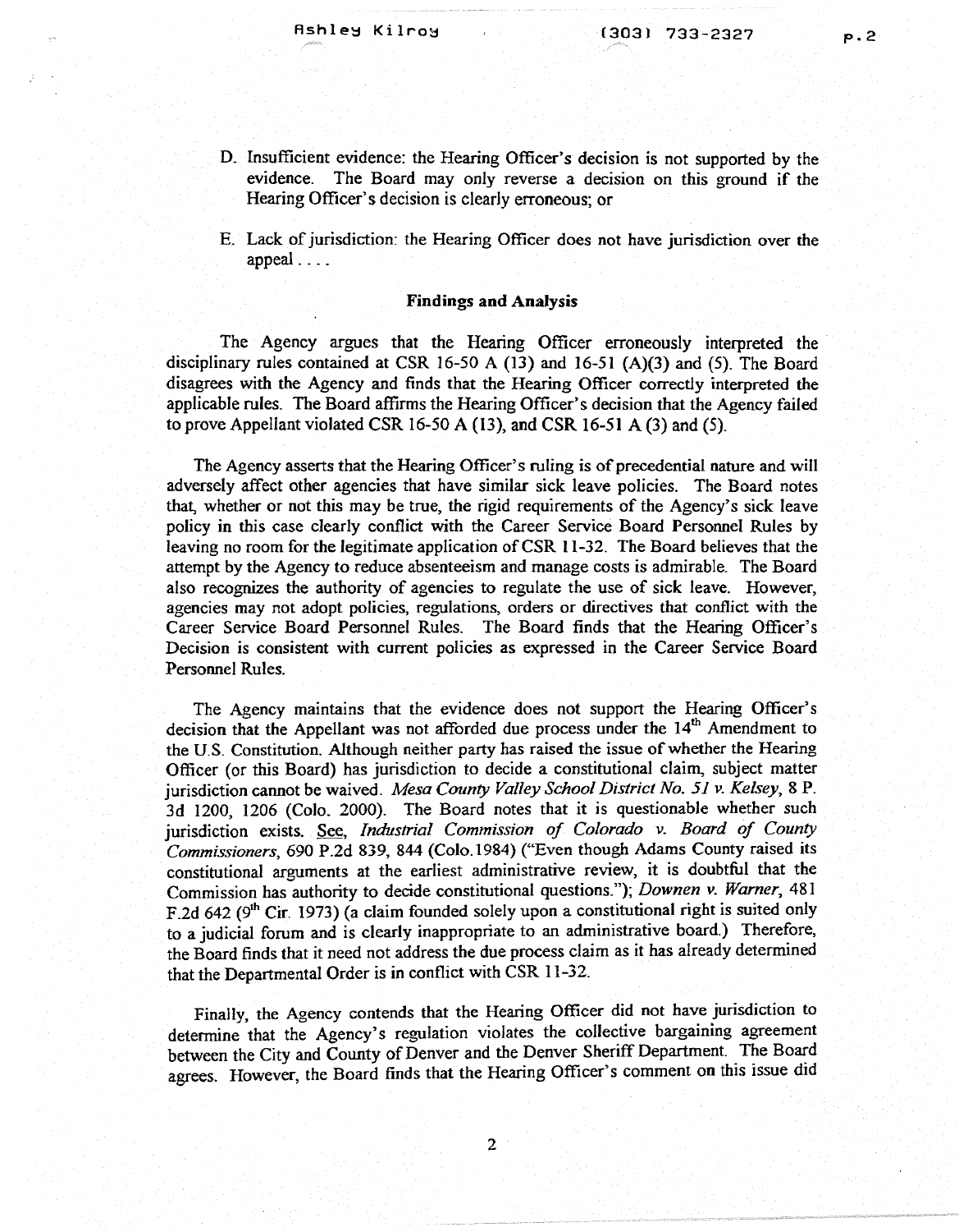D. Insufficient evidence: the Hearing Officer's decision is not supported by the evidence. The Board may only reverse a decision on this ground if the Hearing Officer's decision is clearly erroneous; or

E. Lack of jurisdiction: the Hearing Officer does not have jurisdiction over the appeal . . . .

**Findings and Analysis**

The Agency argues that the Hearing Officer erroneously interpreted the disciplinary rules contained at CSR 16-50 A (13) and 16-51 (A)(3) and (5). The Board disagrees with the Agency and finds that the Hearing Officer correctly interpreted the applicable rules. The Board affirms the Hearing Officer's decision that the Agency failed to prove Appellant violated CSR 16-50 A (13), and CSR 16-51 A (3) and (5).

The Agency asserts that the Hearing Officer's ruling is of precedential nature and will adversely affect other agencies that have similar sick leave policies. The Board notes that, whether or not this may be true, the rigid requirements of the Agency's sick leave policy in this case clearly conflict with the Career Service Board Personnel Rules by leaving no room for the legitimate application of CSR 11-32. The Board believes that the attempt by the Agency to reduce absenteeism and manage costs is admirable. The Board also recognizes the authority of agencies to regulate the use of sick leave. However, agencies may not adopt policies, regulations, orders or directives that conflict with the Career Service Board Personnel Rules. The Board finds that the Hearing Officer's Decision is consistent with current policies as expressed in the Career Service Board Personnel Rules.

The Agency maintains that the evidence does not support the Hearing Officer's decision that the Appellant was not afforded due process under the 14th Amendment to the U.S. Constitution. Although neither party has raised the issue of whether the Hearing Officer (or this Board) has jurisdiction to decide a constitutional claim, subject matter jurisdiction cannot be waived. *Mesa County Valley School District No. 51 v. Kelsey*, 8 P. 3d 1200, 1206 (Colo. 2000). The Board notes that it is questionable whether such jurisdiction exists. See, *Industrial Commission of Colorado v. Board of County Commissioners*, 690 P.2d 839, 844 (Colo.1984) ("Even though Adams County raised its constitutional arguments at the earliest administrative review, it is doubtful that the Commission has authority to decide constitutional questions."); *Downen v. Warner*, 481 F.2d 642 (9th Cir. 1973) (a claim founded solely upon a constitutional right is suited only to a judicial forum and is clearly inappropriate to an administrative board.) Therefore, the Board finds that it need not address the due process claim as it has already determined that the Departmental Order is in conflict with CSR 11-32.

Finally, the Agency contends that the Hearing Officer did not have jurisdiction to determine that the Agency's regulation violates the collective bargaining agreement between the City and County of Denver and the Denver Sheriff Department. The Board agrees. However, the Board finds that the Hearing Officer's comment on this issue did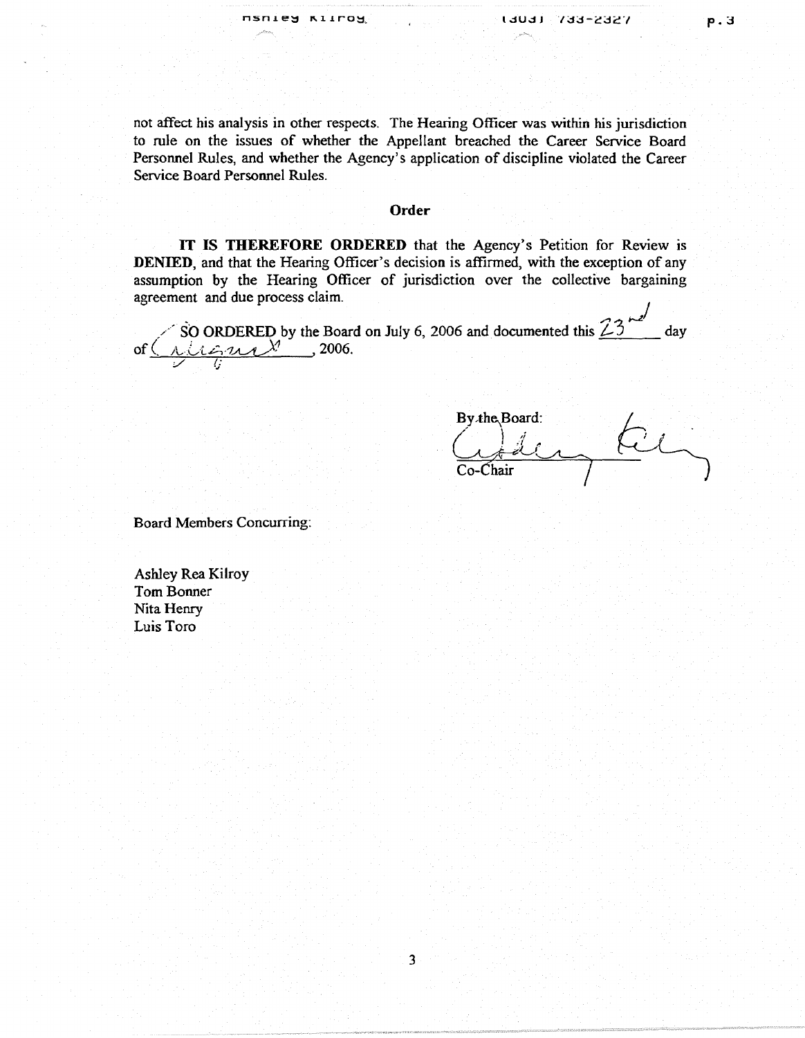not affect his analysis in other respects. The Hearing Officer was within his jurisdiction to rule on the issues of whether the Appellant breached the Career Service Board Personnel Rules, and whether the Agency's application of discipline violated the Career Service Board Personnel Rules.

## Order

**IT IS THEREFORE ORDERED** that the Agency's Petition for Review is **DENIED**, and that the Hearing Officer's decision is affirmed, with the exception of any assumption by the Hearing Officer of jurisdiction over the collective bargaining agreement and due process claim.

SO ORDERED by the Board on July 6, 2006 and documented this 23rd day of August, 2006.

By the Board:

Co-Chair

Board Members Concurring:

Ashley Rea Kilroy
Tom Bonner
Nita Henry
Luis Toro